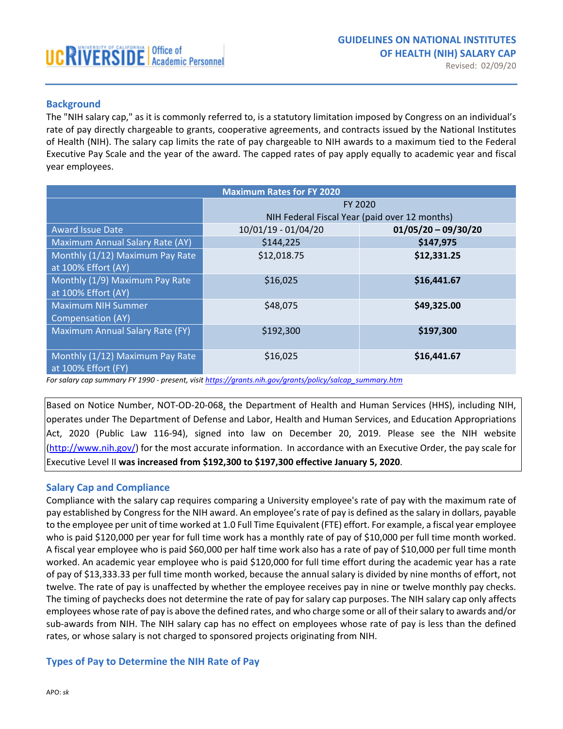UC RIVERSIDE | Office of Academic Personnel

# GUIDELINES ON NATIONAL INSTITUTES OF HEALTH (NIH) SALARY CAP

Revised: 02/09/20

## Background

The "NIH salary cap," as it is commonly referred to, is a statutory limitation imposed by Congress on an individual's rate of pay directly chargeable to grants, cooperative agreements, and contracts issued by the National Institutes of Health (NIH). The salary cap limits the rate of pay chargeable to NIH awards to a maximum tied to the Federal Executive Pay Scale and the year of the award. The capped rates of pay apply equally to academic year and fiscal year employees.

| Maximum Rates for FY 2020 | | |
|---|---|---|
| | FY 2020<br>NIH Federal Fiscal Year (paid over 12 months) | |
| Award Issue Date | 10/01/19 - 01/04/20 | **01/05/20 – 09/30/20** |
| Maximum Annual Salary Rate (AY) | $144,225 | **$147,975** |
| Monthly (1/12) Maximum Pay Rate at 100% Effort (AY) | $12,018.75 | **$12,331.25** |
| Monthly (1/9) Maximum Pay Rate at 100% Effort (AY) | $16,025 | **$16,441.67** |
| Maximum NIH Summer Compensation (AY) | $48,075 | **$49,325.00** |
| Maximum Annual Salary Rate (FY) | $192,300 | **$197,300** |
| Monthly (1/12) Maximum Pay Rate at 100% Effort (FY) | $16,025 | **$16,441.67** |

*For salary cap summary FY 1990 - present, visit [https://grants.nih.gov/grants/policy/salcap_summary.htm](https://grants.nih.gov/grants/policy/salcap_summary.htm)*

Based on Notice Number, NOT-OD-20-068, the Department of Health and Human Services (HHS), including NIH, operates under The Department of Defense and Labor, Health and Human Services, and Education Appropriations Act, 2020 (Public Law 116-94), signed into law on December 20, 2019. Please see the NIH website ([http://www.nih.gov/](http://www.nih.gov/)) for the most accurate information. In accordance with an Executive Order, the pay scale for Executive Level II **was increased from $192,300 to $197,300 effective January 5, 2020**.

## Salary Cap and Compliance

Compliance with the salary cap requires comparing a University employee's rate of pay with the maximum rate of pay established by Congress for the NIH award. An employee's rate of pay is defined as the salary in dollars, payable to the employee per unit of time worked at 1.0 Full Time Equivalent (FTE) effort. For example, a fiscal year employee who is paid $120,000 per year for full time work has a monthly rate of pay of $10,000 per full time month worked. A fiscal year employee who is paid $60,000 per half time work also has a rate of pay of $10,000 per full time month worked. An academic year employee who is paid $120,000 for full time effort during the academic year has a rate of pay of $13,333.33 per full time month worked, because the annual salary is divided by nine months of effort, not twelve. The rate of pay is unaffected by whether the employee receives pay in nine or twelve monthly pay checks. The timing of paychecks does not determine the rate of pay for salary cap purposes. The NIH salary cap only affects employees whose rate of pay is above the defined rates, and who charge some or all of their salary to awards and/or sub-awards from NIH. The NIH salary cap has no effect on employees whose rate of pay is less than the defined rates, or whose salary is not charged to sponsored projects originating from NIH.

## Types of Pay to Determine the NIH Rate of Pay

APO: *sk*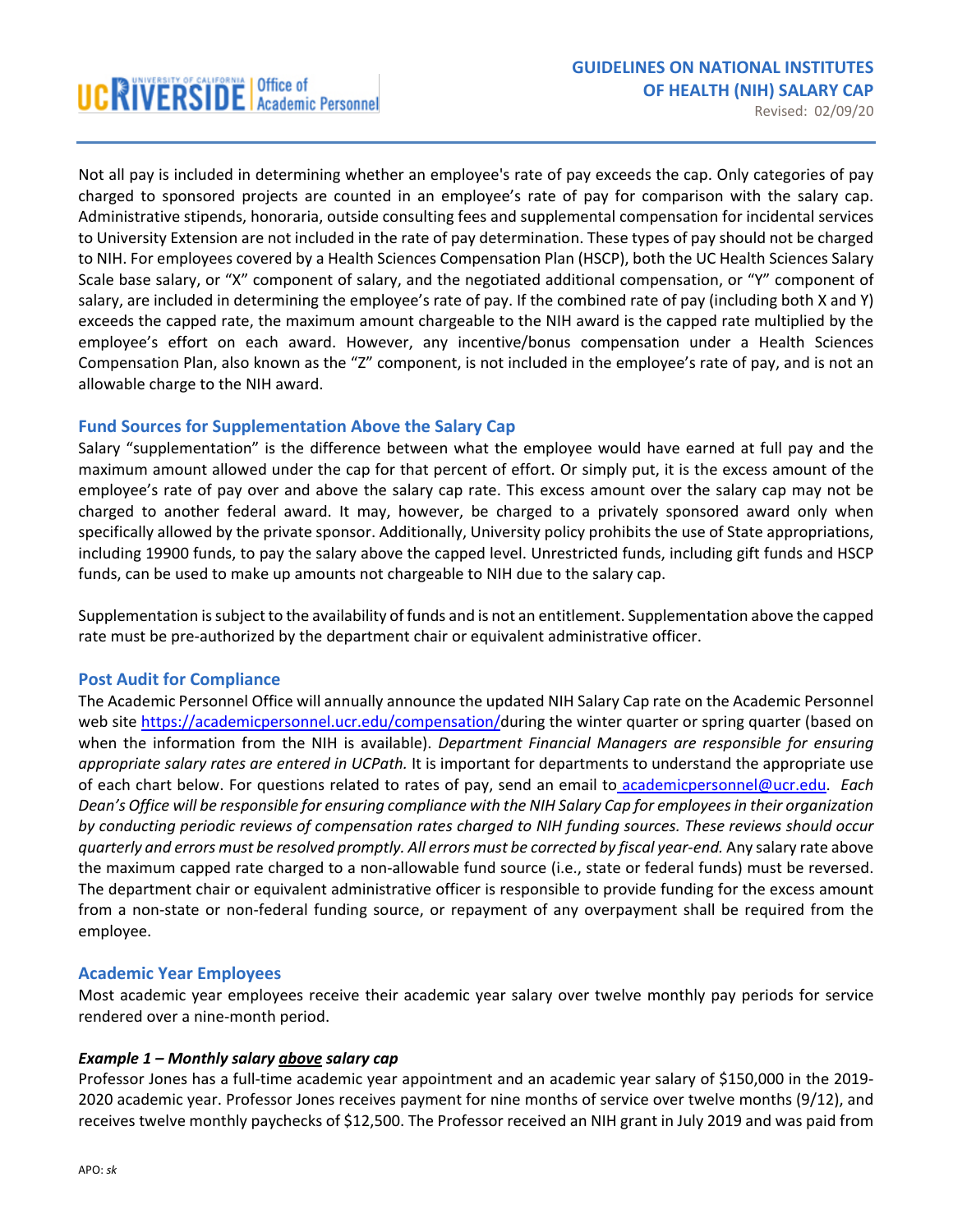Not all pay is included in determining whether an employee's rate of pay exceeds the cap. Only categories of pay charged to sponsored projects are counted in an employee's rate of pay for comparison with the salary cap. Administrative stipends, honoraria, outside consulting fees and supplemental compensation for incidental services to University Extension are not included in the rate of pay determination. These types of pay should not be charged to NIH. For employees covered by a Health Sciences Compensation Plan (HSCP), both the UC Health Sciences Salary Scale base salary, or "X" component of salary, and the negotiated additional compensation, or "Y" component of salary, are included in determining the employee's rate of pay. If the combined rate of pay (including both X and Y) exceeds the capped rate, the maximum amount chargeable to the NIH award is the capped rate multiplied by the employee's effort on each award. However, any incentive/bonus compensation under a Health Sciences Compensation Plan, also known as the "Z" component, is not included in the employee's rate of pay, and is not an allowable charge to the NIH award.

## Fund Sources for Supplementation Above the Salary Cap

Salary "supplementation" is the difference between what the employee would have earned at full pay and the maximum amount allowed under the cap for that percent of effort. Or simply put, it is the excess amount of the employee's rate of pay over and above the salary cap rate. This excess amount over the salary cap may not be charged to another federal award. It may, however, be charged to a privately sponsored award only when specifically allowed by the private sponsor. Additionally, University policy prohibits the use of State appropriations, including 19900 funds, to pay the salary above the capped level. Unrestricted funds, including gift funds and HSCP funds, can be used to make up amounts not chargeable to NIH due to the salary cap.

Supplementation is subject to the availability of funds and is not an entitlement. Supplementation above the capped rate must be pre-authorized by the department chair or equivalent administrative officer.

## Post Audit for Compliance

The Academic Personnel Office will annually announce the updated NIH Salary Cap rate on the Academic Personnel web site https://academicpersonnel.ucr.edu/compensation/during the winter quarter or spring quarter (based on when the information from the NIH is available). *Department Financial Managers are responsible for ensuring appropriate salary rates are entered in UCPath.* It is important for departments to understand the appropriate use of each chart below. For questions related to rates of pay, send an email to academicpersonnel@ucr.edu. *Each Dean's Office will be responsible for ensuring compliance with the NIH Salary Cap for employees in their organization by conducting periodic reviews of compensation rates charged to NIH funding sources. These reviews should occur quarterly and errors must be resolved promptly. All errors must be corrected by fiscal year-end.* Any salary rate above the maximum capped rate charged to a non-allowable fund source (i.e., state or federal funds) must be reversed. The department chair or equivalent administrative officer is responsible to provide funding for the excess amount from a non-state or non-federal funding source, or repayment of any overpayment shall be required from the employee.

## Academic Year Employees

Most academic year employees receive their academic year salary over twelve monthly pay periods for service rendered over a nine-month period.

#### *Example 1 – Monthly salary <u>above</u> salary cap*

Professor Jones has a full-time academic year appointment and an academic year salary of $150,000 in the 2019-2020 academic year. Professor Jones receives payment for nine months of service over twelve months (9/12), and receives twelve monthly paychecks of $12,500. The Professor received an NIH grant in July 2019 and was paid from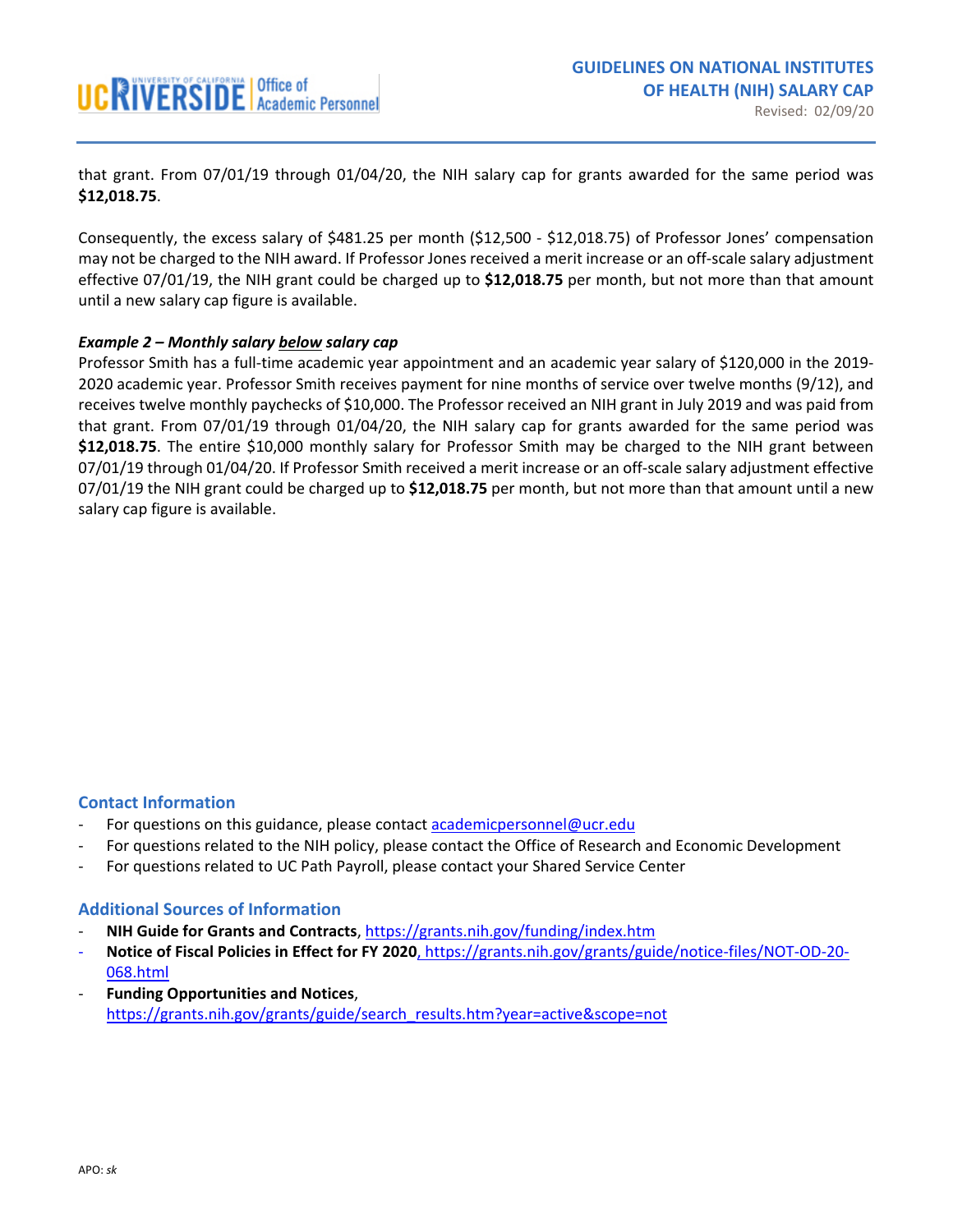that grant. From 07/01/19 through 01/04/20, the NIH salary cap for grants awarded for the same period was **$12,018.75**.

Consequently, the excess salary of $481.25 per month ($12,500 - $12,018.75) of Professor Jones' compensation may not be charged to the NIH award. If Professor Jones received a merit increase or an off-scale salary adjustment effective 07/01/19, the NIH grant could be charged up to **$12,018.75** per month, but not more than that amount until a new salary cap figure is available.

***Example 2 – Monthly salary below salary cap***

Professor Smith has a full-time academic year appointment and an academic year salary of $120,000 in the 2019-2020 academic year. Professor Smith receives payment for nine months of service over twelve months (9/12), and receives twelve monthly paychecks of $10,000. The Professor received an NIH grant in July 2019 and was paid from that grant. From 07/01/19 through 01/04/20, the NIH salary cap for grants awarded for the same period was **$12,018.75**. The entire $10,000 monthly salary for Professor Smith may be charged to the NIH grant between 07/01/19 through 01/04/20. If Professor Smith received a merit increase or an off-scale salary adjustment effective 07/01/19 the NIH grant could be charged up to **$12,018.75** per month, but not more than that amount until a new salary cap figure is available.

## Contact Information

- For questions on this guidance, please contact academicpersonnel@ucr.edu
- For questions related to the NIH policy, please contact the Office of Research and Economic Development
- For questions related to UC Path Payroll, please contact your Shared Service Center

## Additional Sources of Information

- **NIH Guide for Grants and Contracts**, https://grants.nih.gov/funding/index.htm
- **Notice of Fiscal Policies in Effect for FY 2020**, https://grants.nih.gov/grants/guide/notice-files/NOT-OD-20-068.html
- **Funding Opportunities and Notices**, https://grants.nih.gov/grants/guide/search_results.htm?year=active&scope=not

APO: *sk*